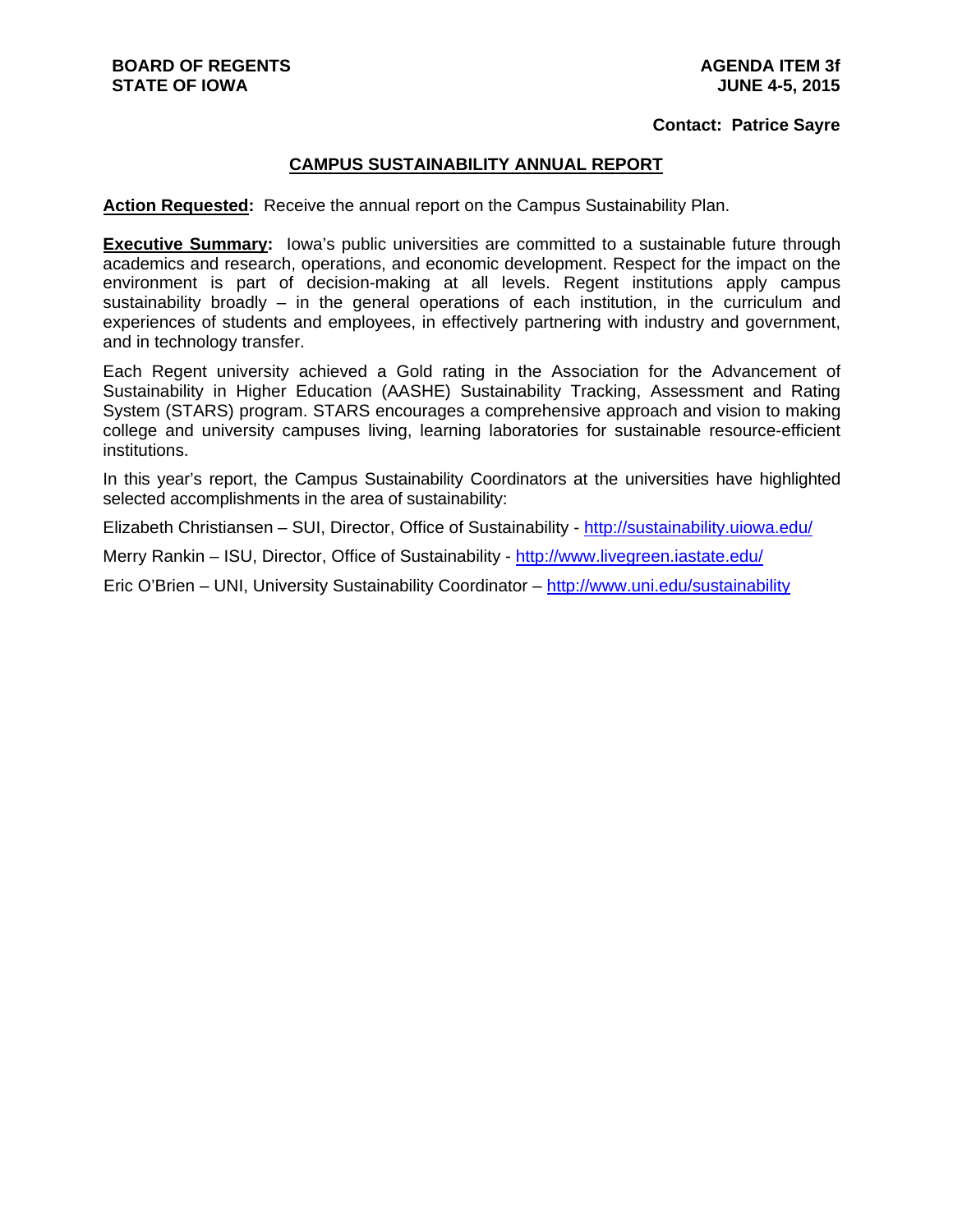**BOARD OF REGENTS**
**STATE OF IOWA**

**AGENDA ITEM 3f**
**JUNE 4-5, 2015**

**Contact: Patrice Sayre**

## CAMPUS SUSTAINABILITY ANNUAL REPORT

**Action Requested:** Receive the annual report on the Campus Sustainability Plan.

**Executive Summary:** Iowa's public universities are committed to a sustainable future through academics and research, operations, and economic development. Respect for the impact on the environment is part of decision-making at all levels. Regent institutions apply campus sustainability broadly – in the general operations of each institution, in the curriculum and experiences of students and employees, in effectively partnering with industry and government, and in technology transfer.

Each Regent university achieved a Gold rating in the Association for the Advancement of Sustainability in Higher Education (AASHE) Sustainability Tracking, Assessment and Rating System (STARS) program. STARS encourages a comprehensive approach and vision to making college and university campuses living, learning laboratories for sustainable resource-efficient institutions.

In this year's report, the Campus Sustainability Coordinators at the universities have highlighted selected accomplishments in the area of sustainability:

Elizabeth Christiansen – SUI, Director, Office of Sustainability - http://sustainability.uiowa.edu/

Merry Rankin – ISU, Director, Office of Sustainability - http://www.livegreen.iastate.edu/

Eric O'Brien – UNI, University Sustainability Coordinator – http://www.uni.edu/sustainability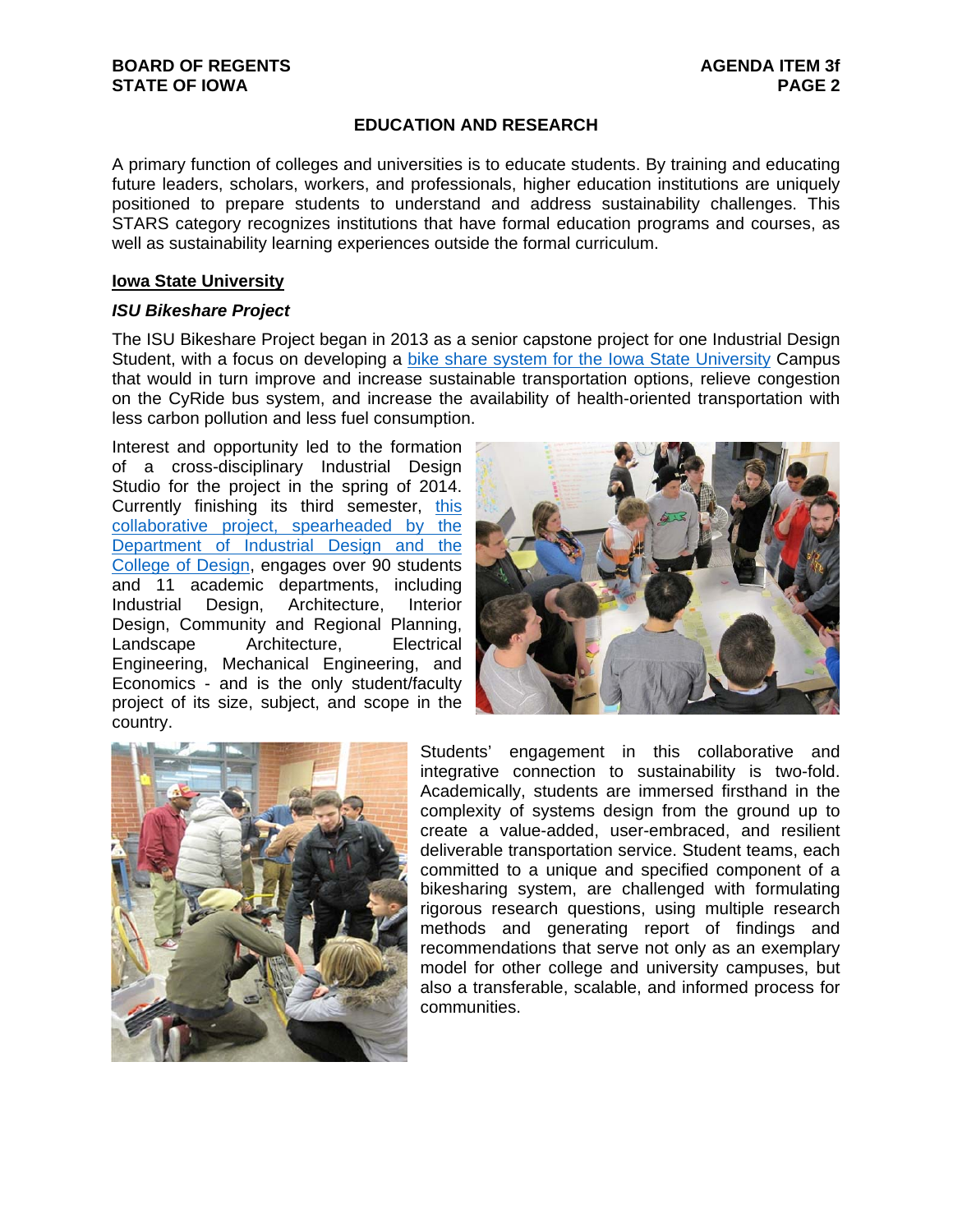## EDUCATION AND RESEARCH

A primary function of colleges and universities is to educate students. By training and educating future leaders, scholars, workers, and professionals, higher education institutions are uniquely positioned to prepare students to understand and address sustainability challenges. This STARS category recognizes institutions that have formal education programs and courses, as well as sustainability learning experiences outside the formal curriculum.

### Iowa State University

#### *ISU Bikeshare Project*

The ISU Bikeshare Project began in 2013 as a senior capstone project for one Industrial Design Student, with a focus on developing a bike share system for the Iowa State University Campus that would in turn improve and increase sustainable transportation options, relieve congestion on the CyRide bus system, and increase the availability of health-oriented transportation with less carbon pollution and less fuel consumption.

Interest and opportunity led to the formation of a cross-disciplinary Industrial Design Studio for the project in the spring of 2014. Currently finishing its third semester, this collaborative project, spearheaded by the Department of Industrial Design and the College of Design, engages over 90 students and 11 academic departments, including Industrial Design, Architecture, Interior Design, Community and Regional Planning, Landscape Architecture, Electrical Engineering, Mechanical Engineering, and Economics - and is the only student/faculty project of its size, subject, and scope in the country.

Students' engagement in this collaborative and integrative connection to sustainability is two-fold. Academically, students are immersed firsthand in the complexity of systems design from the ground up to create a value-added, user-embraced, and resilient deliverable transportation service. Student teams, each committed to a unique and specified component of a bikesharing system, are challenged with formulating rigorous research questions, using multiple research methods and generating report of findings and recommendations that serve not only as an exemplary model for other college and university campuses, but also a transferable, scalable, and informed process for communities.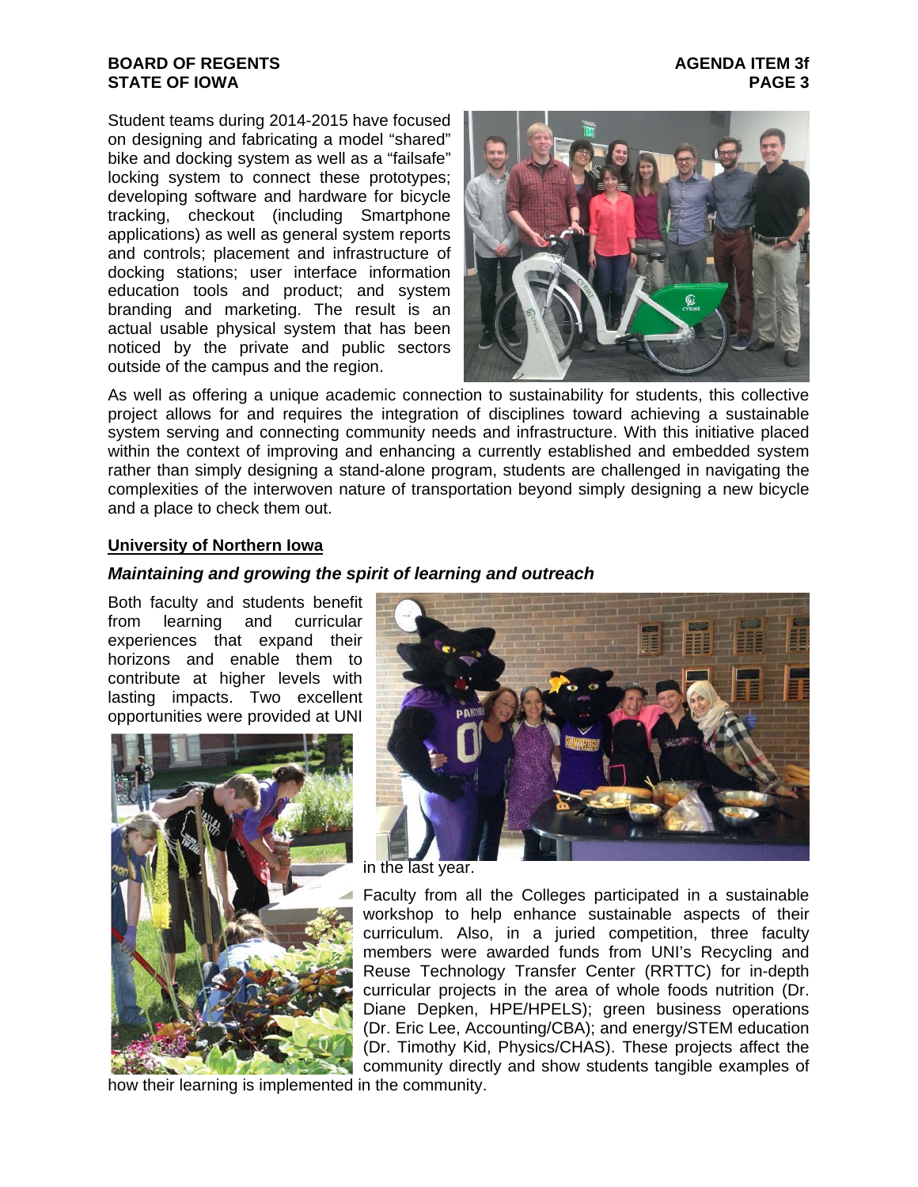Student teams during 2014-2015 have focused on designing and fabricating a model “shared” bike and docking system as well as a “failsafe” locking system to connect these prototypes; developing software and hardware for bicycle tracking, checkout (including Smartphone applications) as well as general system reports and controls; placement and infrastructure of docking stations; user interface information education tools and product; and system branding and marketing. The result is an actual usable physical system that has been noticed by the private and public sectors outside of the campus and the region.

As well as offering a unique academic connection to sustainability for students, this collective project allows for and requires the integration of disciplines toward achieving a sustainable system serving and connecting community needs and infrastructure. With this initiative placed within the context of improving and enhancing a currently established and embedded system rather than simply designing a stand-alone program, students are challenged in navigating the complexities of the interwoven nature of transportation beyond simply designing a new bicycle and a place to check them out.

**University of Northern Iowa**

***Maintaining and growing the spirit of learning and outreach***

Both faculty and students benefit from learning and curricular experiences that expand their horizons and enable them to contribute at higher levels with lasting impacts. Two excellent opportunities were provided at UNI in the last year.

Faculty from all the Colleges participated in a sustainable workshop to help enhance sustainable aspects of their curriculum. Also, in a juried competition, three faculty members were awarded funds from UNI’s Recycling and Reuse Technology Transfer Center (RRTTC) for in-depth curricular projects in the area of whole foods nutrition (Dr. Diane Depken, HPE/HPELS); green business operations (Dr. Eric Lee, Accounting/CBA); and energy/STEM education (Dr. Timothy Kid, Physics/CHAS). These projects affect the community directly and show students tangible examples of how their learning is implemented in the community.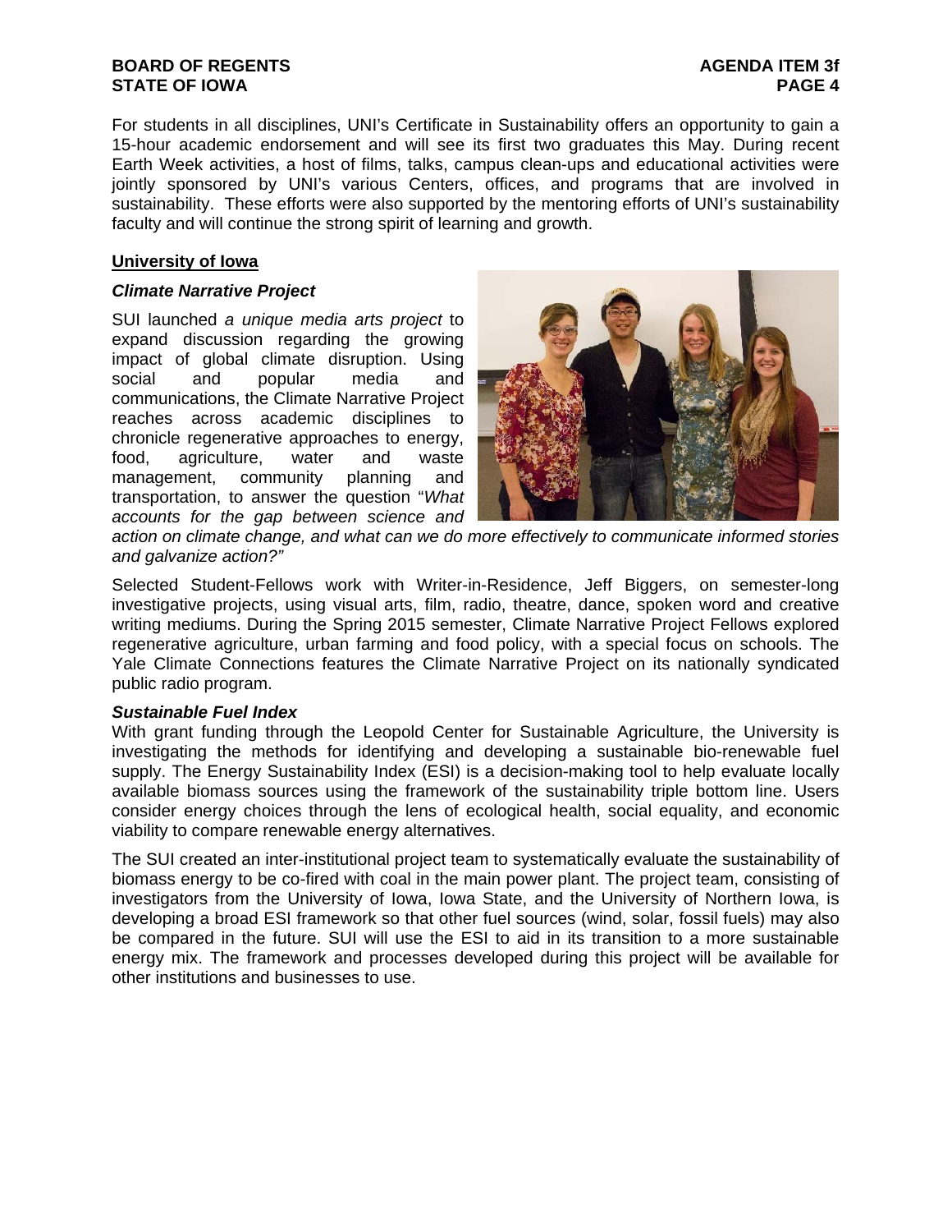For students in all disciplines, UNI's Certificate in Sustainability offers an opportunity to gain a 15-hour academic endorsement and will see its first two graduates this May. During recent Earth Week activities, a host of films, talks, campus clean-ups and educational activities were jointly sponsored by UNI's various Centers, offices, and programs that are involved in sustainability. These efforts were also supported by the mentoring efforts of UNI's sustainability faculty and will continue the strong spirit of learning and growth.

## University of Iowa

### *Climate Narrative Project*

SUI launched *a unique media arts project* to expand discussion regarding the growing impact of global climate disruption. Using social and popular media and communications, the Climate Narrative Project reaches across academic disciplines to chronicle regenerative approaches to energy, food, agriculture, water and waste management, community planning and transportation, to answer the question "*What accounts for the gap between science and action on climate change, and what can we do more effectively to communicate informed stories and galvanize action?"*

Selected Student-Fellows work with Writer-in-Residence, Jeff Biggers, on semester-long investigative projects, using visual arts, film, radio, theatre, dance, spoken word and creative writing mediums. During the Spring 2015 semester, Climate Narrative Project Fellows explored regenerative agriculture, urban farming and food policy, with a special focus on schools. The Yale Climate Connections features the Climate Narrative Project on its nationally syndicated public radio program.

### *Sustainable Fuel Index*

With grant funding through the Leopold Center for Sustainable Agriculture, the University is investigating the methods for identifying and developing a sustainable bio-renewable fuel supply. The Energy Sustainability Index (ESI) is a decision-making tool to help evaluate locally available biomass sources using the framework of the sustainability triple bottom line. Users consider energy choices through the lens of ecological health, social equality, and economic viability to compare renewable energy alternatives.

The SUI created an inter-institutional project team to systematically evaluate the sustainability of biomass energy to be co-fired with coal in the main power plant. The project team, consisting of investigators from the University of Iowa, Iowa State, and the University of Northern Iowa, is developing a broad ESI framework so that other fuel sources (wind, solar, fossil fuels) may also be compared in the future. SUI will use the ESI to aid in its transition to a more sustainable energy mix. The framework and processes developed during this project will be available for other institutions and businesses to use.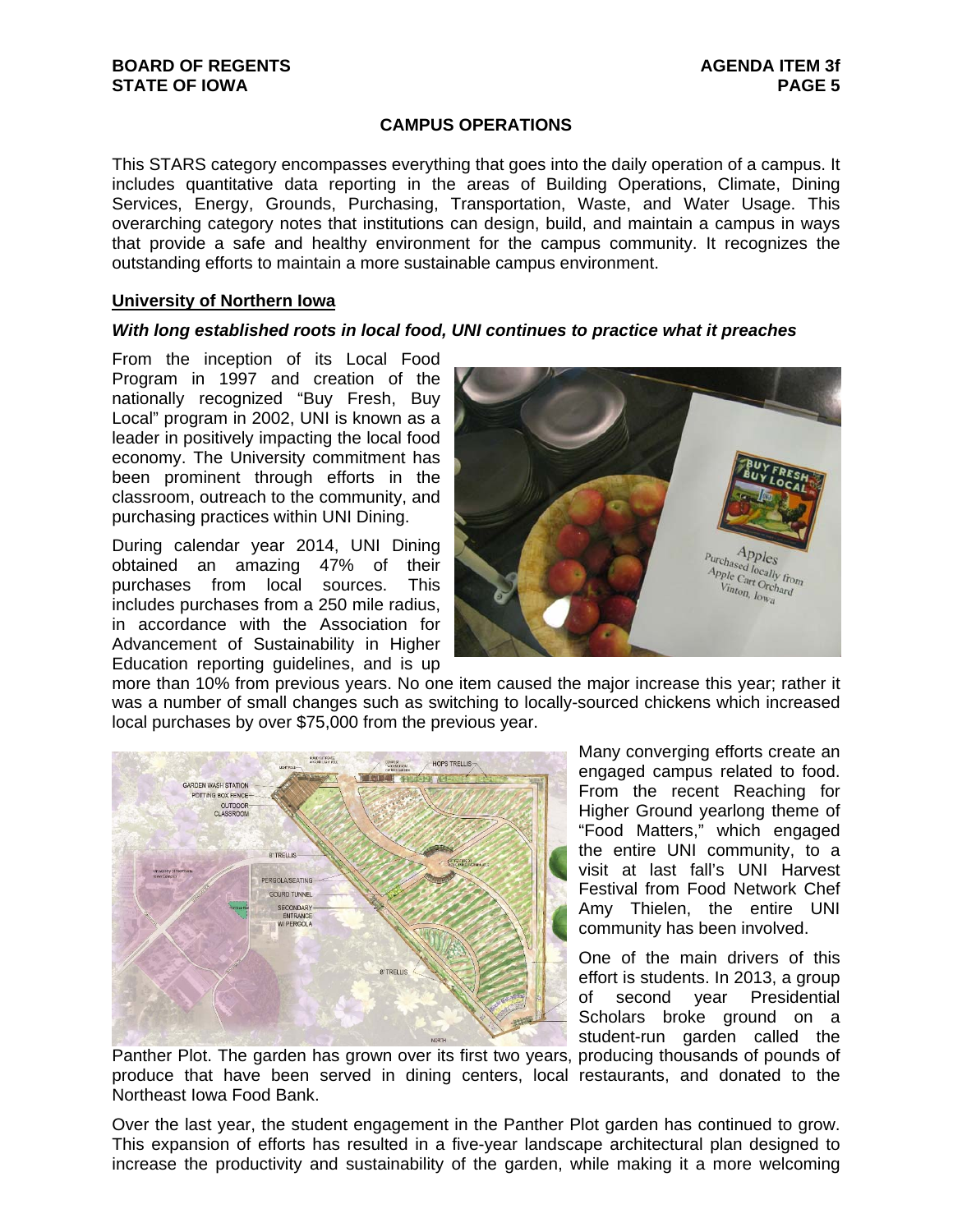## CAMPUS OPERATIONS

This STARS category encompasses everything that goes into the daily operation of a campus. It includes quantitative data reporting in the areas of Building Operations, Climate, Dining Services, Energy, Grounds, Purchasing, Transportation, Waste, and Water Usage. This overarching category notes that institutions can design, build, and maintain a campus in ways that provide a safe and healthy environment for the campus community. It recognizes the outstanding efforts to maintain a more sustainable campus environment.

### University of Northern Iowa

***With long established roots in local food, UNI continues to practice what it preaches***

From the inception of its Local Food Program in 1997 and creation of the nationally recognized "Buy Fresh, Buy Local" program in 2002, UNI is known as a leader in positively impacting the local food economy. The University commitment has been prominent through efforts in the classroom, outreach to the community, and purchasing practices within UNI Dining.

During calendar year 2014, UNI Dining obtained an amazing 47% of their purchases from local sources. This includes purchases from a 250 mile radius, in accordance with the Association for Advancement of Sustainability in Higher Education reporting guidelines, and is up more than 10% from previous years. No one item caused the major increase this year; rather it was a number of small changes such as switching to locally-sourced chickens which increased local purchases by over $75,000 from the previous year.

Many converging efforts create an engaged campus related to food. From the recent Reaching for Higher Ground yearlong theme of "Food Matters," which engaged the entire UNI community, to a visit at last fall's UNI Harvest Festival from Food Network Chef Amy Thielen, the entire UNI community has been involved.

One of the main drivers of this effort is students. In 2013, a group of second year Presidential Scholars broke ground on a student-run garden called the Panther Plot. The garden has grown over its first two years, producing thousands of pounds of produce that have been served in dining centers, local restaurants, and donated to the Northeast Iowa Food Bank.

Over the last year, the student engagement in the Panther Plot garden has continued to grow. This expansion of efforts has resulted in a five-year landscape architectural plan designed to increase the productivity and sustainability of the garden, while making it a more welcoming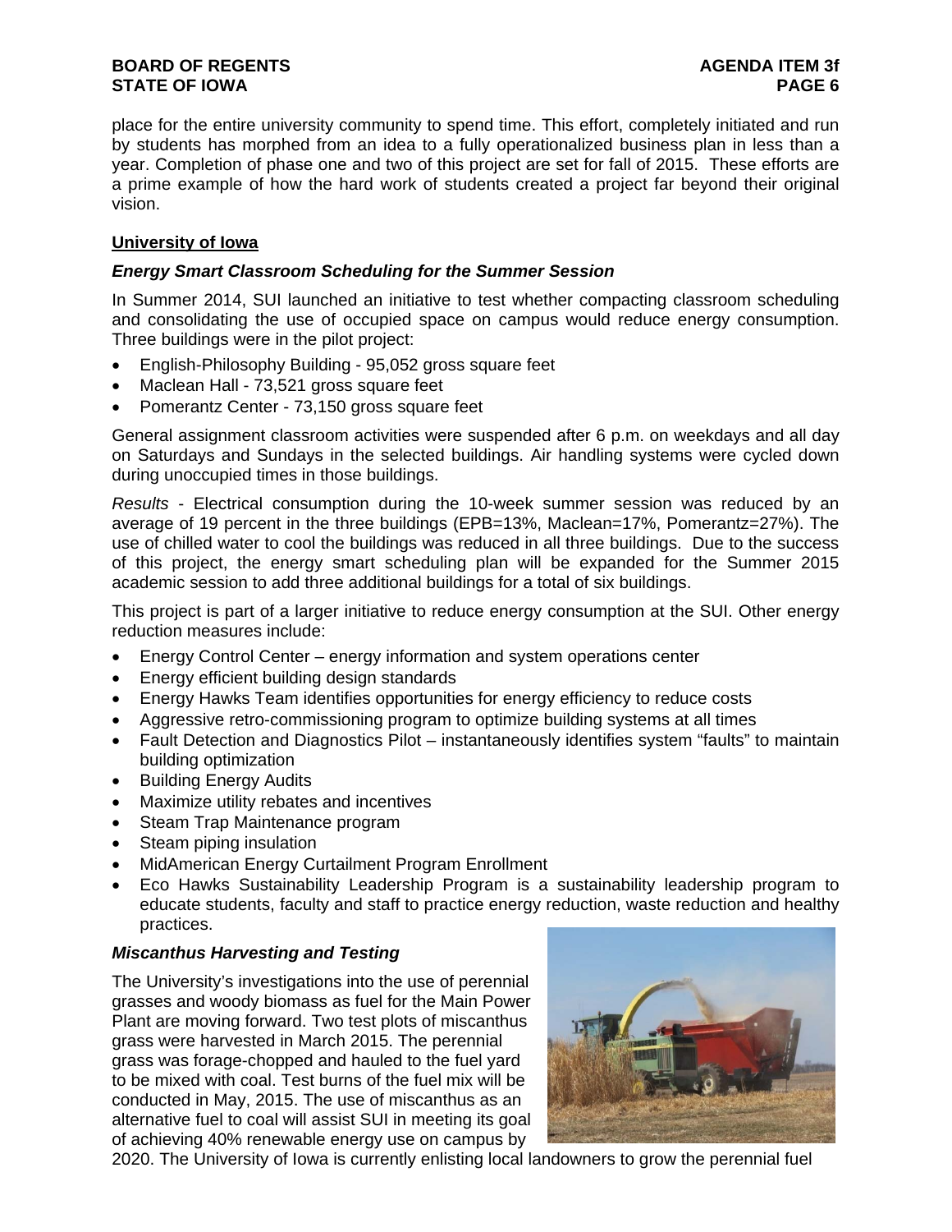place for the entire university community to spend time. This effort, completely initiated and run by students has morphed from an idea to a fully operationalized business plan in less than a year. Completion of phase one and two of this project are set for fall of 2015. These efforts are a prime example of how the hard work of students created a project far beyond their original vision.

**University of Iowa**

***Energy Smart Classroom Scheduling for the Summer Session***

In Summer 2014, SUI launched an initiative to test whether compacting classroom scheduling and consolidating the use of occupied space on campus would reduce energy consumption. Three buildings were in the pilot project:

- English-Philosophy Building - 95,052 gross square feet
- Maclean Hall - 73,521 gross square feet
- Pomerantz Center - 73,150 gross square feet

General assignment classroom activities were suspended after 6 p.m. on weekdays and all day on Saturdays and Sundays in the selected buildings. Air handling systems were cycled down during unoccupied times in those buildings.

*Results* - Electrical consumption during the 10-week summer session was reduced by an average of 19 percent in the three buildings (EPB=13%, Maclean=17%, Pomerantz=27%). The use of chilled water to cool the buildings was reduced in all three buildings. Due to the success of this project, the energy smart scheduling plan will be expanded for the Summer 2015 academic session to add three additional buildings for a total of six buildings.

This project is part of a larger initiative to reduce energy consumption at the SUI. Other energy reduction measures include:

- Energy Control Center – energy information and system operations center
- Energy efficient building design standards
- Energy Hawks Team identifies opportunities for energy efficiency to reduce costs
- Aggressive retro-commissioning program to optimize building systems at all times
- Fault Detection and Diagnostics Pilot – instantaneously identifies system "faults" to maintain building optimization
- Building Energy Audits
- Maximize utility rebates and incentives
- Steam Trap Maintenance program
- Steam piping insulation
- MidAmerican Energy Curtailment Program Enrollment
- Eco Hawks Sustainability Leadership Program is a sustainability leadership program to educate students, faculty and staff to practice energy reduction, waste reduction and healthy practices.

***Miscanthus Harvesting and Testing***

The University's investigations into the use of perennial grasses and woody biomass as fuel for the Main Power Plant are moving forward. Two test plots of miscanthus grass were harvested in March 2015. The perennial grass was forage-chopped and hauled to the fuel yard to be mixed with coal. Test burns of the fuel mix will be conducted in May, 2015. The use of miscanthus as an alternative fuel to coal will assist SUI in meeting its goal of achieving 40% renewable energy use on campus by 2020. The University of Iowa is currently enlisting local landowners to grow the perennial fuel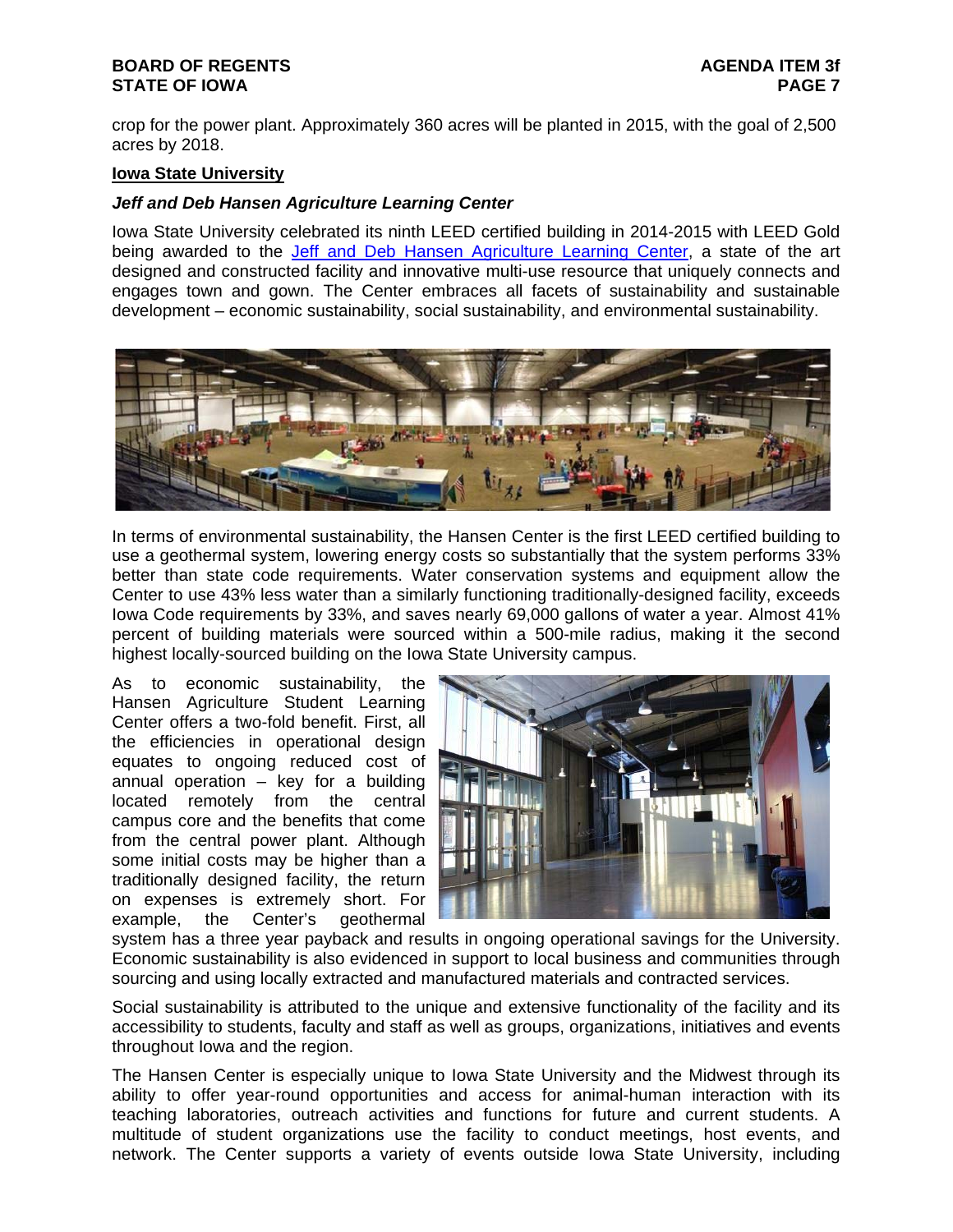crop for the power plant. Approximately 360 acres will be planted in 2015, with the goal of 2,500 acres by 2018.

**Iowa State University**

***Jeff and Deb Hansen Agriculture Learning Center***

Iowa State University celebrated its ninth LEED certified building in 2014-2015 with LEED Gold being awarded to the Jeff and Deb Hansen Agriculture Learning Center, a state of the art designed and constructed facility and innovative multi-use resource that uniquely connects and engages town and gown. The Center embraces all facets of sustainability and sustainable development – economic sustainability, social sustainability, and environmental sustainability.

In terms of environmental sustainability, the Hansen Center is the first LEED certified building to use a geothermal system, lowering energy costs so substantially that the system performs 33% better than state code requirements. Water conservation systems and equipment allow the Center to use 43% less water than a similarly functioning traditionally-designed facility, exceeds Iowa Code requirements by 33%, and saves nearly 69,000 gallons of water a year. Almost 41% percent of building materials were sourced within a 500-mile radius, making it the second highest locally-sourced building on the Iowa State University campus.

As to economic sustainability, the Hansen Agriculture Student Learning Center offers a two-fold benefit. First, all the efficiencies in operational design equates to ongoing reduced cost of annual operation – key for a building located remotely from the central campus core and the benefits that come from the central power plant. Although some initial costs may be higher than a traditionally designed facility, the return on expenses is extremely short. For example, the Center's geothermal system has a three year payback and results in ongoing operational savings for the University. Economic sustainability is also evidenced in support to local business and communities through sourcing and using locally extracted and manufactured materials and contracted services.

Social sustainability is attributed to the unique and extensive functionality of the facility and its accessibility to students, faculty and staff as well as groups, organizations, initiatives and events throughout Iowa and the region.

The Hansen Center is especially unique to Iowa State University and the Midwest through its ability to offer year-round opportunities and access for animal-human interaction with its teaching laboratories, outreach activities and functions for future and current students. A multitude of student organizations use the facility to conduct meetings, host events, and network. The Center supports a variety of events outside Iowa State University, including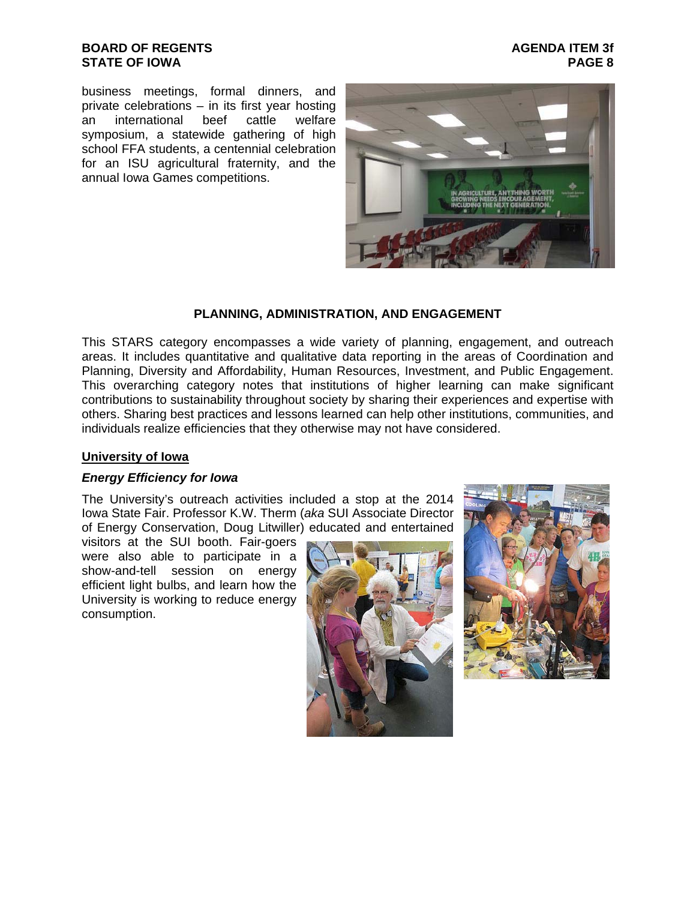business meetings, formal dinners, and private celebrations – in its first year hosting an international beef cattle welfare symposium, a statewide gathering of high school FFA students, a centennial celebration for an ISU agricultural fraternity, and the annual Iowa Games competitions.

## PLANNING, ADMINISTRATION, AND ENGAGEMENT

This STARS category encompasses a wide variety of planning, engagement, and outreach areas. It includes quantitative and qualitative data reporting in the areas of Coordination and Planning, Diversity and Affordability, Human Resources, Investment, and Public Engagement. This overarching category notes that institutions of higher learning can make significant contributions to sustainability throughout society by sharing their experiences and expertise with others. Sharing best practices and lessons learned can help other institutions, communities, and individuals realize efficiencies that they otherwise may not have considered.

### University of Iowa

#### *Energy Efficiency for Iowa*

The University's outreach activities included a stop at the 2014 Iowa State Fair. Professor K.W. Therm (*aka* SUI Associate Director of Energy Conservation, Doug Litwiller) educated and entertained visitors at the SUI booth. Fair-goers were also able to participate in a show-and-tell session on energy efficient light bulbs, and learn how the University is working to reduce energy consumption.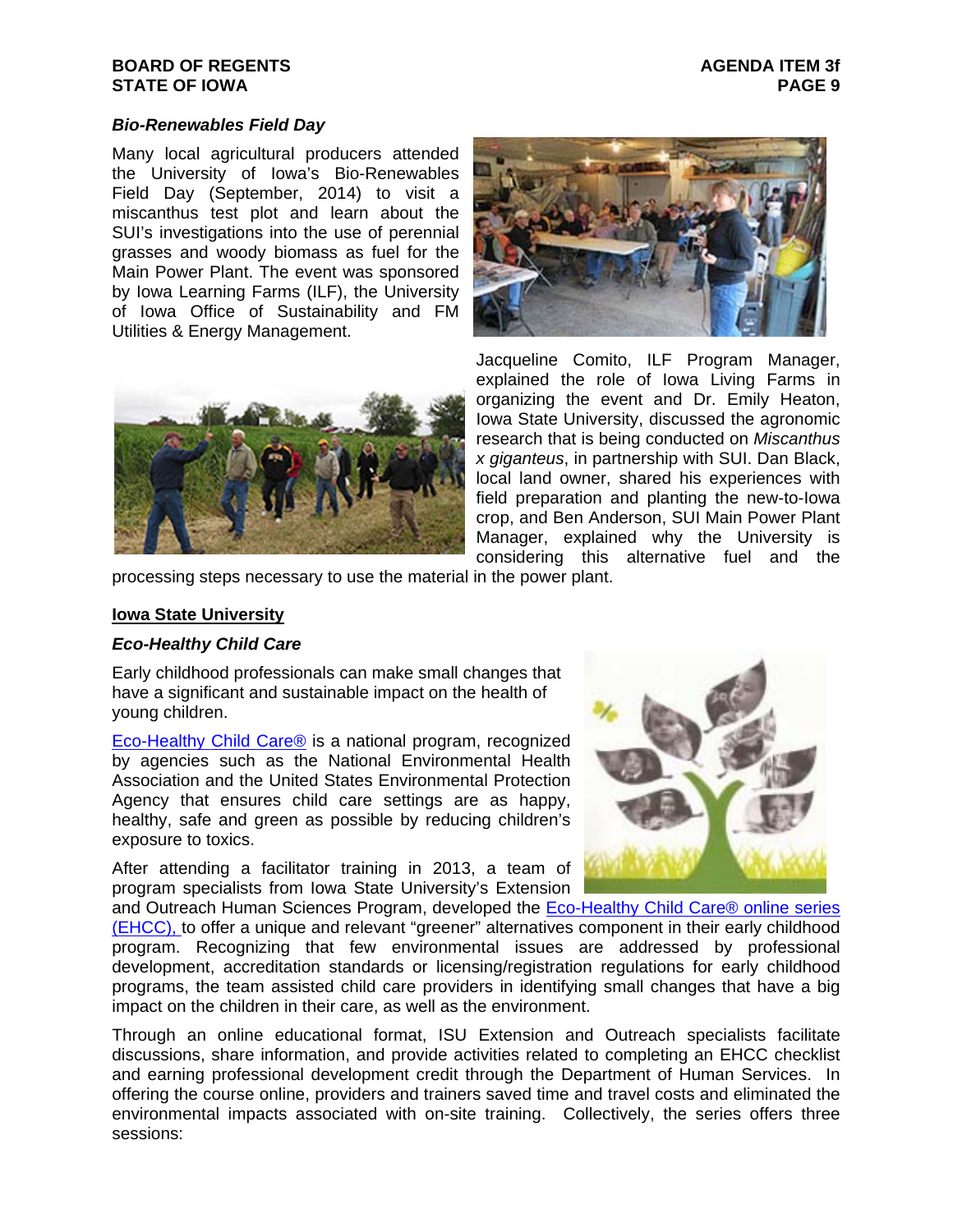### *Bio-Renewables Field Day*

Many local agricultural producers attended the University of Iowa's Bio-Renewables Field Day (September, 2014) to visit a miscanthus test plot and learn about the SUI's investigations into the use of perennial grasses and woody biomass as fuel for the Main Power Plant. The event was sponsored by Iowa Learning Farms (ILF), the University of Iowa Office of Sustainability and FM Utilities & Energy Management.

Jacqueline Comito, ILF Program Manager, explained the role of Iowa Living Farms in organizing the event and Dr. Emily Heaton, Iowa State University, discussed the agronomic research that is being conducted on *Miscanthus x giganteus*, in partnership with SUI. Dan Black, local land owner, shared his experiences with field preparation and planting the new-to-Iowa crop, and Ben Anderson, SUI Main Power Plant Manager, explained why the University is considering this alternative fuel and the processing steps necessary to use the material in the power plant.

## Iowa State University

### *Eco-Healthy Child Care*

Early childhood professionals can make small changes that have a significant and sustainable impact on the health of young children.

Eco-Healthy Child Care® is a national program, recognized by agencies such as the National Environmental Health Association and the United States Environmental Protection Agency that ensures child care settings are as happy, healthy, safe and green as possible by reducing children's exposure to toxics.

After attending a facilitator training in 2013, a team of program specialists from Iowa State University's Extension and Outreach Human Sciences Program, developed the Eco-Healthy Child Care® online series (EHCC), to offer a unique and relevant "greener" alternatives component in their early childhood program. Recognizing that few environmental issues are addressed by professional development, accreditation standards or licensing/registration regulations for early childhood programs, the team assisted child care providers in identifying small changes that have a big impact on the children in their care, as well as the environment.

Through an online educational format, ISU Extension and Outreach specialists facilitate discussions, share information, and provide activities related to completing an EHCC checklist and earning professional development credit through the Department of Human Services. In offering the course online, providers and trainers saved time and travel costs and eliminated the environmental impacts associated with on-site training. Collectively, the series offers three sessions: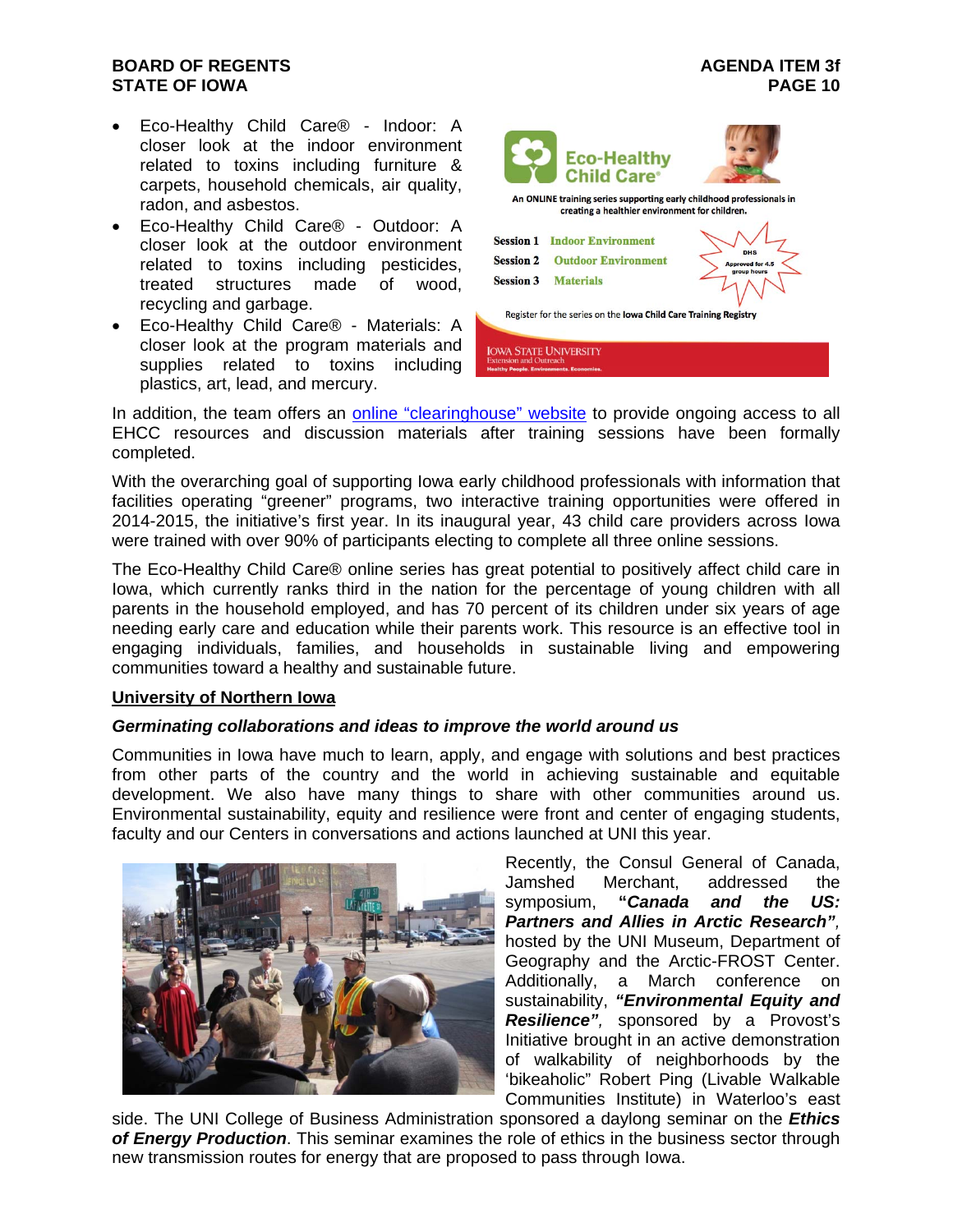- Eco-Healthy Child Care® - Indoor: A closer look at the indoor environment related to toxins including furniture & carpets, household chemicals, air quality, radon, and asbestos.
- Eco-Healthy Child Care® - Outdoor: A closer look at the outdoor environment related to toxins including pesticides, treated structures made of wood, recycling and garbage.
- Eco-Healthy Child Care® - Materials: A closer look at the program materials and supplies related to toxins including plastics, art, lead, and mercury.

In addition, the team offers an online "clearinghouse" website to provide ongoing access to all EHCC resources and discussion materials after training sessions have been formally completed.

With the overarching goal of supporting Iowa early childhood professionals with information that facilities operating "greener" programs, two interactive training opportunities were offered in 2014-2015, the initiative's first year. In its inaugural year, 43 child care providers across Iowa were trained with over 90% of participants electing to complete all three online sessions.

The Eco-Healthy Child Care® online series has great potential to positively affect child care in Iowa, which currently ranks third in the nation for the percentage of young children with all parents in the household employed, and has 70 percent of its children under six years of age needing early care and education while their parents work. This resource is an effective tool in engaging individuals, families, and households in sustainable living and empowering communities toward a healthy and sustainable future.

## University of Northern Iowa

***Germinating collaborations and ideas to improve the world around us***

Communities in Iowa have much to learn, apply, and engage with solutions and best practices from other parts of the country and the world in achieving sustainable and equitable development. We also have many things to share with other communities around us. Environmental sustainability, equity and resilience were front and center of engaging students, faculty and our Centers in conversations and actions launched at UNI this year.

Recently, the Consul General of Canada, Jamshed Merchant, addressed the symposium, ***"Canada and the US: Partners and Allies in Arctic Research"***, hosted by the UNI Museum, Department of Geography and the Arctic-FROST Center. Additionally, a March conference on sustainability, ***"Environmental Equity and Resilience"***, sponsored by a Provost's Initiative brought in an active demonstration of walkability of neighborhoods by the 'bikeaholic" Robert Ping (Livable Walkable Communities Institute) in Waterloo's east side. The UNI College of Business Administration sponsored a daylong seminar on the ***Ethics of Energy Production***. This seminar examines the role of ethics in the business sector through new transmission routes for energy that are proposed to pass through Iowa.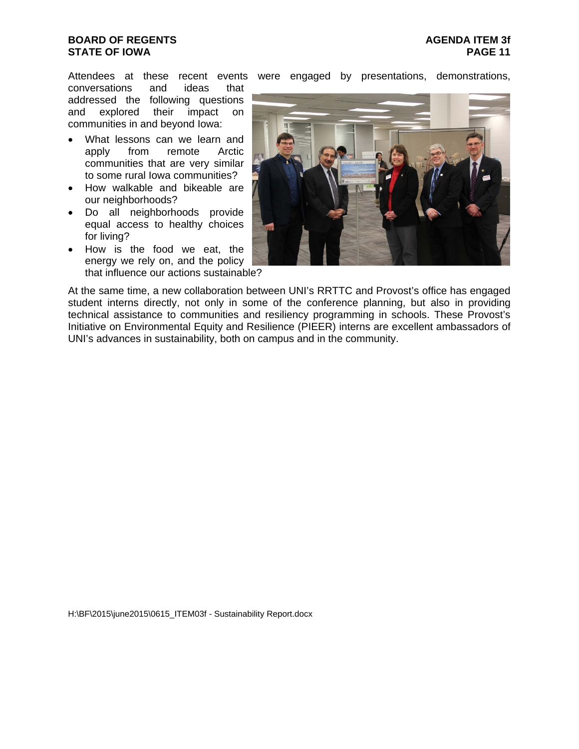Attendees at these recent events were engaged by presentations, demonstrations, conversations and ideas that addressed the following questions and explored their impact on communities in and beyond Iowa:

- What lessons can we learn and apply from remote Arctic communities that are very similar to some rural Iowa communities?
- How walkable and bikeable are our neighborhoods?
- Do all neighborhoods provide equal access to healthy choices for living?
- How is the food we eat, the energy we rely on, and the policy that influence our actions sustainable?

At the same time, a new collaboration between UNI's RRTTC and Provost's office has engaged student interns directly, not only in some of the conference planning, but also in providing technical assistance to communities and resiliency programming in schools. These Provost's Initiative on Environmental Equity and Resilience (PIEER) interns are excellent ambassadors of UNI's advances in sustainability, both on campus and in the community.